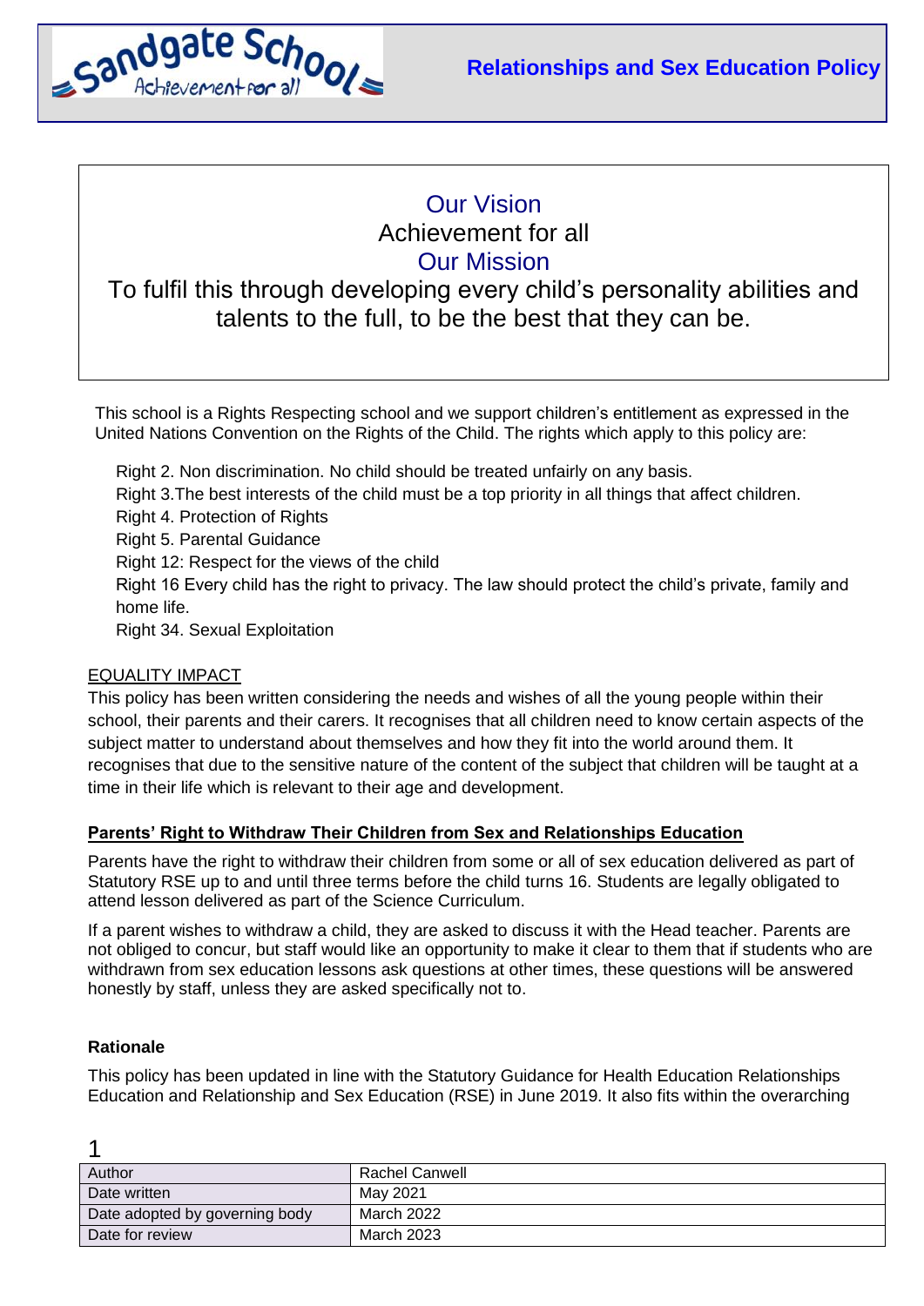Sandgate School – Achievement for all

# Relationships and Sex Education Policy

## Our Vision

Achievement for all

## Our Mission

To fulfil this through developing every child's personality abilities and talents to the full, to be the best that they can be.

This school is a Rights Respecting school and we support children's entitlement as expressed in the United Nations Convention on the Rights of the Child. The rights which apply to this policy are:

Right 2. Non discrimination. No child should be treated unfairly on any basis.
Right 3.The best interests of the child must be a top priority in all things that affect children.
Right 4. Protection of Rights
Right 5. Parental Guidance
Right 12: Respect for the views of the child
Right 16 Every child has the right to privacy. The law should protect the child's private, family and home life.
Right 34. Sexual Exploitation

EQUALITY IMPACT

This policy has been written considering the needs and wishes of all the young people within their school, their parents and their carers. It recognises that all children need to know certain aspects of the subject matter to understand about themselves and how they fit into the world around them. It recognises that due to the sensitive nature of the content of the subject that children will be taught at a time in their life which is relevant to their age and development.

**Parents' Right to Withdraw Their Children from Sex and Relationships Education**

Parents have the right to withdraw their children from some or all of sex education delivered as part of Statutory RSE up to and until three terms before the child turns 16. Students are legally obligated to attend lesson delivered as part of the Science Curriculum.

If a parent wishes to withdraw a child, they are asked to discuss it with the Head teacher. Parents are not obliged to concur, but staff would like an opportunity to make it clear to them that if students who are withdrawn from sex education lessons ask questions at other times, these questions will be answered honestly by staff, unless they are asked specifically not to.

**Rationale**

This policy has been updated in line with the Statutory Guidance for Health Education Relationships Education and Relationship and Sex Education (RSE) in June 2019. It also fits within the overarching

| Author | Rachel Canwell |
|---|---|
| Date written | May 2021 |
| Date adopted by governing body | March 2022 |
| Date for review | March 2023 |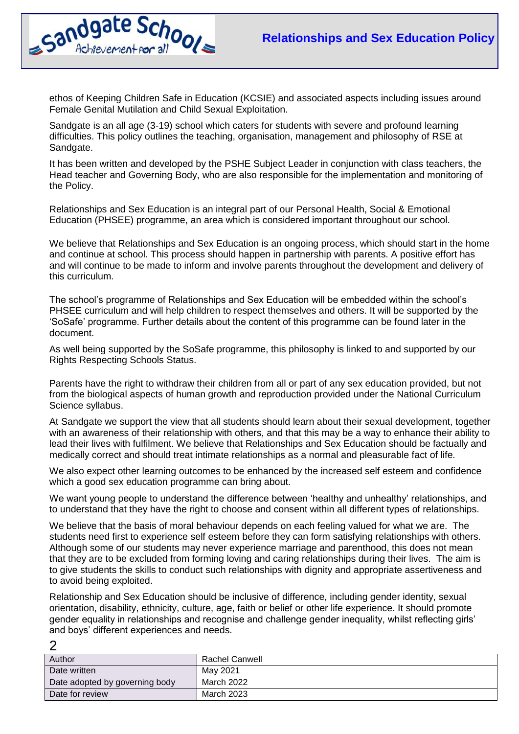ethos of Keeping Children Safe in Education (KCSIE) and associated aspects including issues around Female Genital Mutilation and Child Sexual Exploitation.

Sandgate is an all age (3-19) school which caters for students with severe and profound learning difficulties. This policy outlines the teaching, organisation, management and philosophy of RSE at Sandgate.

It has been written and developed by the PSHE Subject Leader in conjunction with class teachers, the Head teacher and Governing Body, who are also responsible for the implementation and monitoring of the Policy.

Relationships and Sex Education is an integral part of our Personal Health, Social & Emotional Education (PHSEE) programme, an area which is considered important throughout our school.

We believe that Relationships and Sex Education is an ongoing process, which should start in the home and continue at school. This process should happen in partnership with parents. A positive effort has and will continue to be made to inform and involve parents throughout the development and delivery of this curriculum.

The school's programme of Relationships and Sex Education will be embedded within the school's PHSEE curriculum and will help children to respect themselves and others. It will be supported by the 'SoSafe' programme. Further details about the content of this programme can be found later in the document.

As well being supported by the SoSafe programme, this philosophy is linked to and supported by our Rights Respecting Schools Status.

Parents have the right to withdraw their children from all or part of any sex education provided, but not from the biological aspects of human growth and reproduction provided under the National Curriculum Science syllabus.

At Sandgate we support the view that all students should learn about their sexual development, together with an awareness of their relationship with others, and that this may be a way to enhance their ability to lead their lives with fulfilment. We believe that Relationships and Sex Education should be factually and medically correct and should treat intimate relationships as a normal and pleasurable fact of life.

We also expect other learning outcomes to be enhanced by the increased self esteem and confidence which a good sex education programme can bring about.

We want young people to understand the difference between 'healthy and unhealthy' relationships, and to understand that they have the right to choose and consent within all different types of relationships.

We believe that the basis of moral behaviour depends on each feeling valued for what we are. The students need first to experience self esteem before they can form satisfying relationships with others. Although some of our students may never experience marriage and parenthood, this does not mean that they are to be excluded from forming loving and caring relationships during their lives. The aim is to give students the skills to conduct such relationships with dignity and appropriate assertiveness and to avoid being exploited.

Relationship and Sex Education should be inclusive of difference, including gender identity, sexual orientation, disability, ethnicity, culture, age, faith or belief or other life experience. It should promote gender equality in relationships and recognise and challenge gender inequality, whilst reflecting girls' and boys' different experiences and needs.

| Author | Rachel Canwell |
|---|---|
| Date written | May 2021 |
| Date adopted by governing body | March 2022 |
| Date for review | March 2023 |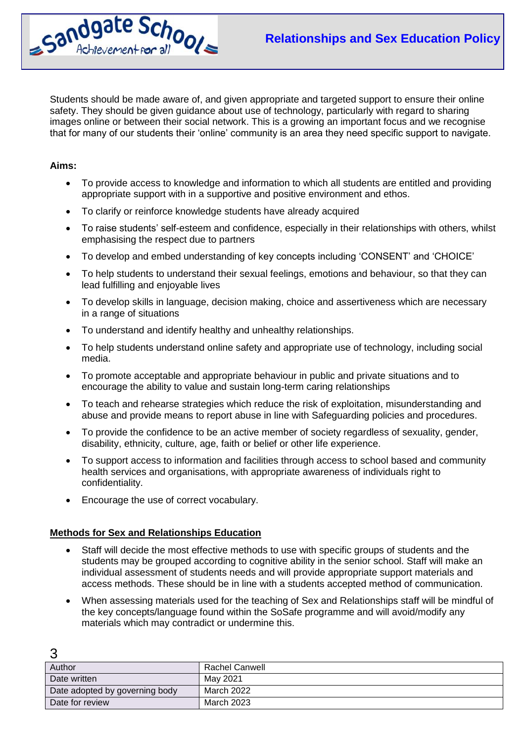Students should be made aware of, and given appropriate and targeted support to ensure their online safety. They should be given guidance about use of technology, particularly with regard to sharing images online or between their social network. This is a growing an important focus and we recognise that for many of our students their 'online' community is an area they need specific support to navigate.

**Aims:**

- To provide access to knowledge and information to which all students are entitled and providing appropriate support with in a supportive and positive environment and ethos.
- To clarify or reinforce knowledge students have already acquired
- To raise students' self-esteem and confidence, especially in their relationships with others, whilst emphasising the respect due to partners
- To develop and embed understanding of key concepts including 'CONSENT' and 'CHOICE'
- To help students to understand their sexual feelings, emotions and behaviour, so that they can lead fulfilling and enjoyable lives
- To develop skills in language, decision making, choice and assertiveness which are necessary in a range of situations
- To understand and identify healthy and unhealthy relationships.
- To help students understand online safety and appropriate use of technology, including social media.
- To promote acceptable and appropriate behaviour in public and private situations and to encourage the ability to value and sustain long-term caring relationships
- To teach and rehearse strategies which reduce the risk of exploitation, misunderstanding and abuse and provide means to report abuse in line with Safeguarding policies and procedures.
- To provide the confidence to be an active member of society regardless of sexuality, gender, disability, ethnicity, culture, age, faith or belief or other life experience.
- To support access to information and facilities through access to school based and community health services and organisations, with appropriate awareness of individuals right to confidentiality.
- Encourage the use of correct vocabulary.

**<u>Methods for Sex and Relationships Education</u>**

- Staff will decide the most effective methods to use with specific groups of students and the students may be grouped according to cognitive ability in the senior school. Staff will make an individual assessment of students needs and will provide appropriate support materials and access methods. These should be in line with a students accepted method of communication.
- When assessing materials used for the teaching of Sex and Relationships staff will be mindful of the key concepts/language found within the SoSafe programme and will avoid/modify any materials which may contradict or undermine this.

| Author | Rachel Canwell |
|---|---|
| Date written | May 2021 |
| Date adopted by governing body | March 2022 |
| Date for review | March 2023 |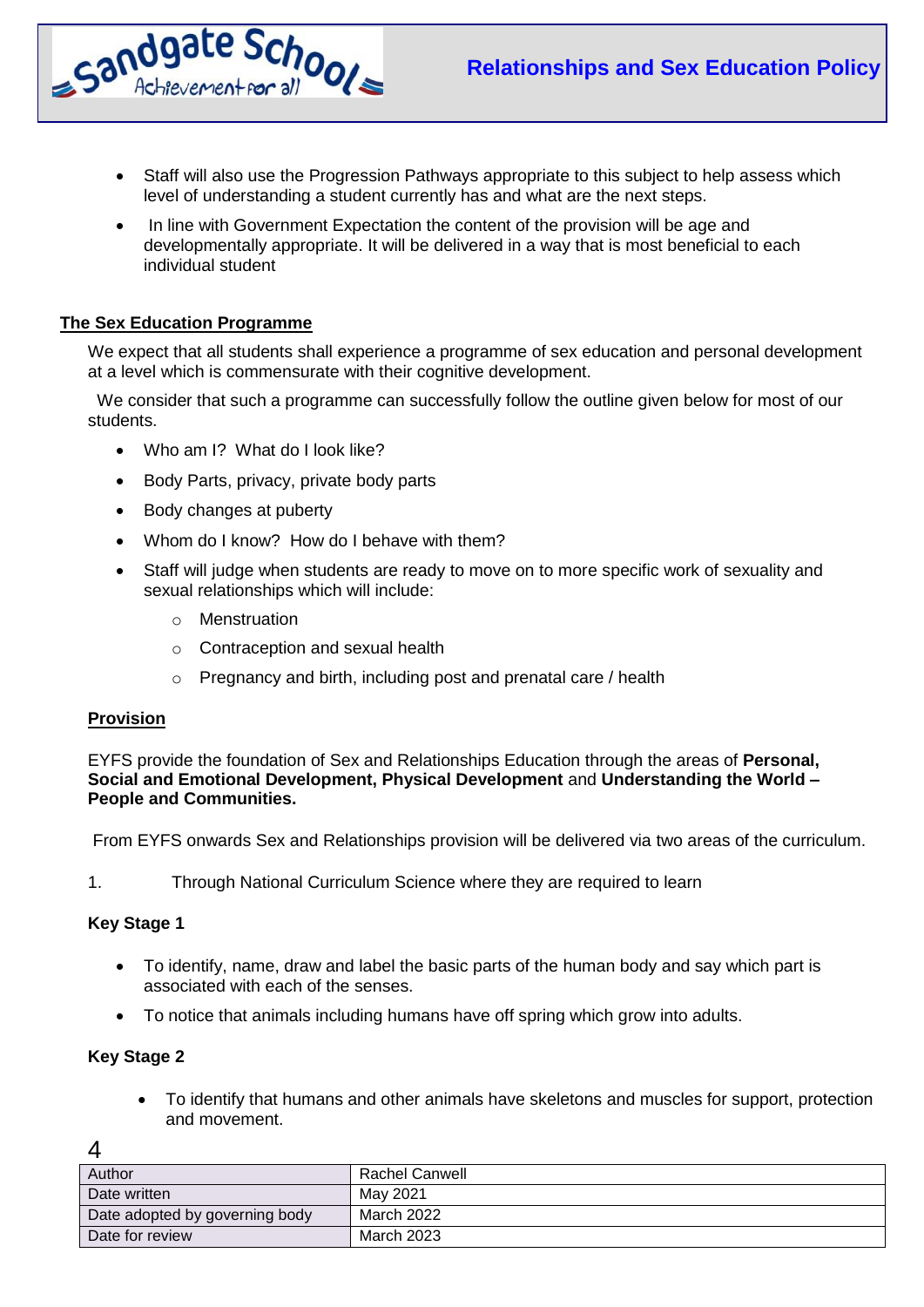- Staff will also use the Progression Pathways appropriate to this subject to help assess which level of understanding a student currently has and what are the next steps.
- In line with Government Expectation the content of the provision will be age and developmentally appropriate. It will be delivered in a way that is most beneficial to each individual student

## The Sex Education Programme

We expect that all students shall experience a programme of sex education and personal development at a level which is commensurate with their cognitive development.

We consider that such a programme can successfully follow the outline given below for most of our students.

- Who am I? What do I look like?
- Body Parts, privacy, private body parts
- Body changes at puberty
- Whom do I know? How do I behave with them?
- Staff will judge when students are ready to move on to more specific work of sexuality and sexual relationships which will include:
  - Menstruation
  - Contraception and sexual health
  - Pregnancy and birth, including post and prenatal care / health

## Provision

EYFS provide the foundation of Sex and Relationships Education through the areas of **Personal, Social and Emotional Development, Physical Development** and **Understanding the World – People and Communities.**

From EYFS onwards Sex and Relationships provision will be delivered via two areas of the curriculum.

1. Through National Curriculum Science where they are required to learn

**Key Stage 1**

- To identify, name, draw and label the basic parts of the human body and say which part is associated with each of the senses.
- To notice that animals including humans have off spring which grow into adults.

**Key Stage 2**

- To identify that humans and other animals have skeletons and muscles for support, protection and movement.

| Author | Rachel Canwell |
|---|---|
| Date written | May 2021 |
| Date adopted by governing body | March 2022 |
| Date for review | March 2023 |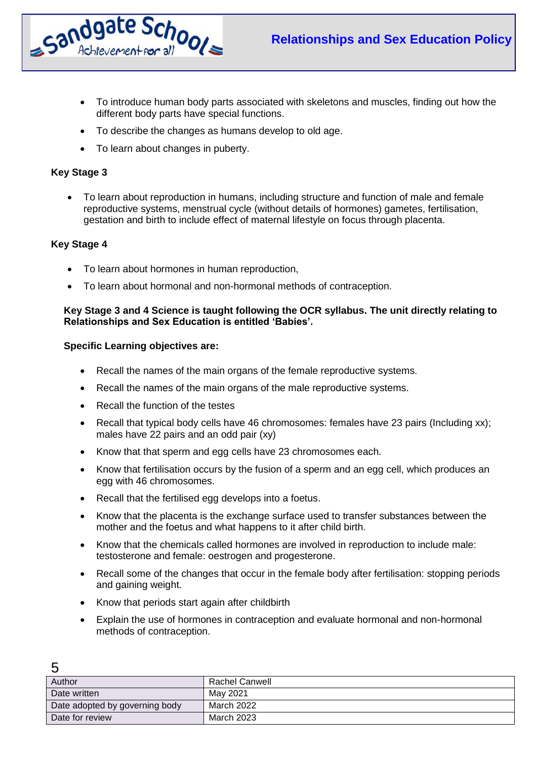- To introduce human body parts associated with skeletons and muscles, finding out how the different body parts have special functions.
- To describe the changes as humans develop to old age.
- To learn about changes in puberty.

**Key Stage 3**

- To learn about reproduction in humans, including structure and function of male and female reproductive systems, menstrual cycle (without details of hormones) gametes, fertilisation, gestation and birth to include effect of maternal lifestyle on focus through placenta.

**Key Stage 4**

- To learn about hormones in human reproduction,
- To learn about hormonal and non-hormonal methods of contraception.

**Key Stage 3 and 4 Science is taught following the OCR syllabus. The unit directly relating to Relationships and Sex Education is entitled 'Babies'.**

**Specific Learning objectives are:**

- Recall the names of the main organs of the female reproductive systems.
- Recall the names of the main organs of the male reproductive systems.
- Recall the function of the testes
- Recall that typical body cells have 46 chromosomes: females have 23 pairs (Including xx); males have 22 pairs and an odd pair (xy)
- Know that that sperm and egg cells have 23 chromosomes each.
- Know that fertilisation occurs by the fusion of a sperm and an egg cell, which produces an egg with 46 chromosomes.
- Recall that the fertilised egg develops into a foetus.
- Know that the placenta is the exchange surface used to transfer substances between the mother and the foetus and what happens to it after child birth.
- Know that the chemicals called hormones are involved in reproduction to include male: testosterone and female: oestrogen and progesterone.
- Recall some of the changes that occur in the female body after fertilisation: stopping periods and gaining weight.
- Know that periods start again after childbirth
- Explain the use of hormones in contraception and evaluate hormonal and non-hormonal methods of contraception.

| Author | Rachel Canwell |
|---|---|
| Date written | May 2021 |
| Date adopted by governing body | March 2022 |
| Date for review | March 2023 |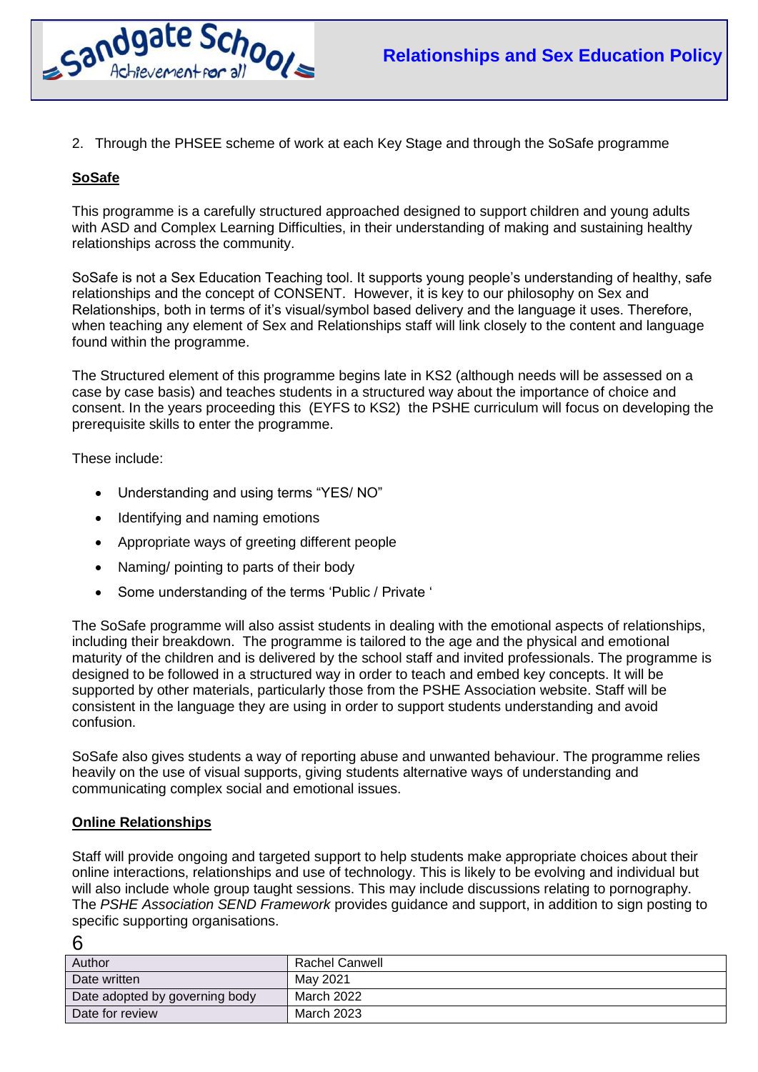2. Through the PHSEE scheme of work at each Key Stage and through the SoSafe programme

**SoSafe**

This programme is a carefully structured approached designed to support children and young adults with ASD and Complex Learning Difficulties, in their understanding of making and sustaining healthy relationships across the community.

SoSafe is not a Sex Education Teaching tool. It supports young people's understanding of healthy, safe relationships and the concept of CONSENT. However, it is key to our philosophy on Sex and Relationships, both in terms of it's visual/symbol based delivery and the language it uses. Therefore, when teaching any element of Sex and Relationships staff will link closely to the content and language found within the programme.

The Structured element of this programme begins late in KS2 (although needs will be assessed on a case by case basis) and teaches students in a structured way about the importance of choice and consent. In the years proceeding this (EYFS to KS2) the PSHE curriculum will focus on developing the prerequisite skills to enter the programme.

These include:

- Understanding and using terms "YES/ NO"
- Identifying and naming emotions
- Appropriate ways of greeting different people
- Naming/ pointing to parts of their body
- Some understanding of the terms 'Public / Private '

The SoSafe programme will also assist students in dealing with the emotional aspects of relationships, including their breakdown. The programme is tailored to the age and the physical and emotional maturity of the children and is delivered by the school staff and invited professionals. The programme is designed to be followed in a structured way in order to teach and embed key concepts. It will be supported by other materials, particularly those from the PSHE Association website. Staff will be consistent in the language they are using in order to support students understanding and avoid confusion.

SoSafe also gives students a way of reporting abuse and unwanted behaviour. The programme relies heavily on the use of visual supports, giving students alternative ways of understanding and communicating complex social and emotional issues.

**Online Relationships**

Staff will provide ongoing and targeted support to help students make appropriate choices about their online interactions, relationships and use of technology. This is likely to be evolving and individual but will also include whole group taught sessions. This may include discussions relating to pornography. The *PSHE Association SEND Framework* provides guidance and support, in addition to sign posting to specific supporting organisations.

| Author | Rachel Canwell |
|---|---|
| Date written | May 2021 |
| Date adopted by governing body | March 2022 |
| Date for review | March 2023 |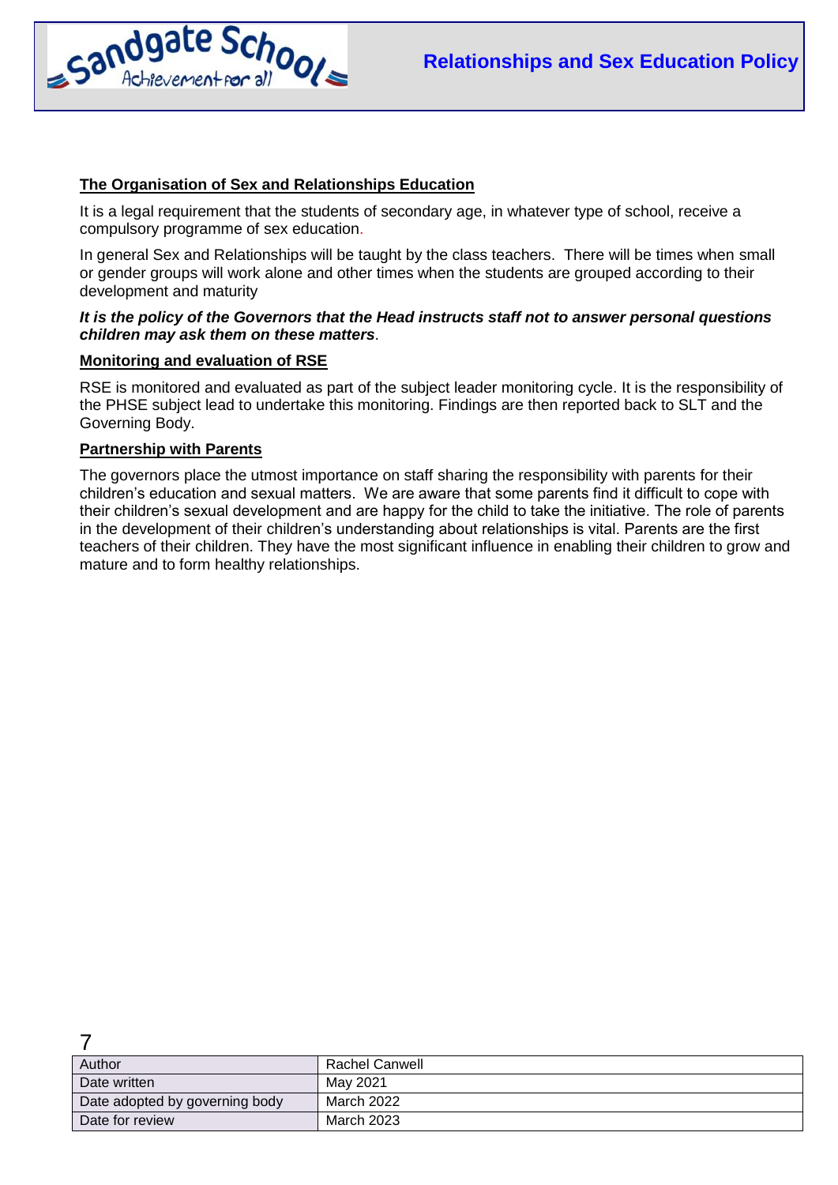## The Organisation of Sex and Relationships Education

It is a legal requirement that the students of secondary age, in whatever type of school, receive a compulsory programme of sex education.

In general Sex and Relationships will be taught by the class teachers. There will be times when small or gender groups will work alone and other times when the students are grouped according to their development and maturity

***It is the policy of the Governors that the Head instructs staff not to answer personal questions children may ask them on these matters***.

## Monitoring and evaluation of RSE

RSE is monitored and evaluated as part of the subject leader monitoring cycle. It is the responsibility of the PHSE subject lead to undertake this monitoring. Findings are then reported back to SLT and the Governing Body.

## Partnership with Parents

The governors place the utmost importance on staff sharing the responsibility with parents for their children's education and sexual matters. We are aware that some parents find it difficult to cope with their children's sexual development and are happy for the child to take the initiative. The role of parents in the development of their children's understanding about relationships is vital. Parents are the first teachers of their children. They have the most significant influence in enabling their children to grow and mature and to form healthy relationships.

| | |
|---|---|
| Author | Rachel Canwell |
| Date written | May 2021 |
| Date adopted by governing body | March 2022 |
| Date for review | March 2023 |